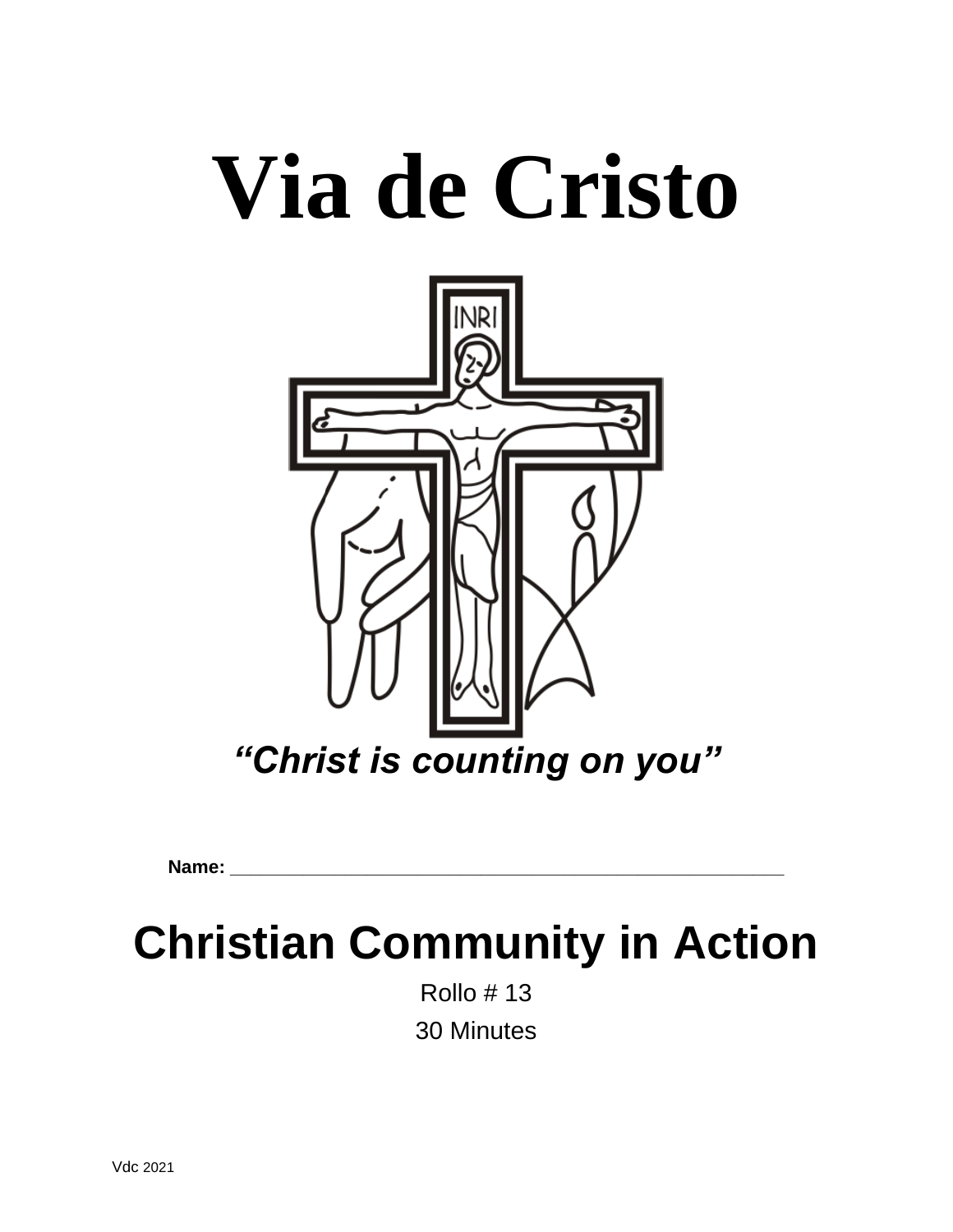# Via de Cristo

***"Christ is counting on you"***

**Name:** ______________________________________________

# Christian Community in Action

Rollo # 13

30 Minutes

Vdc 2021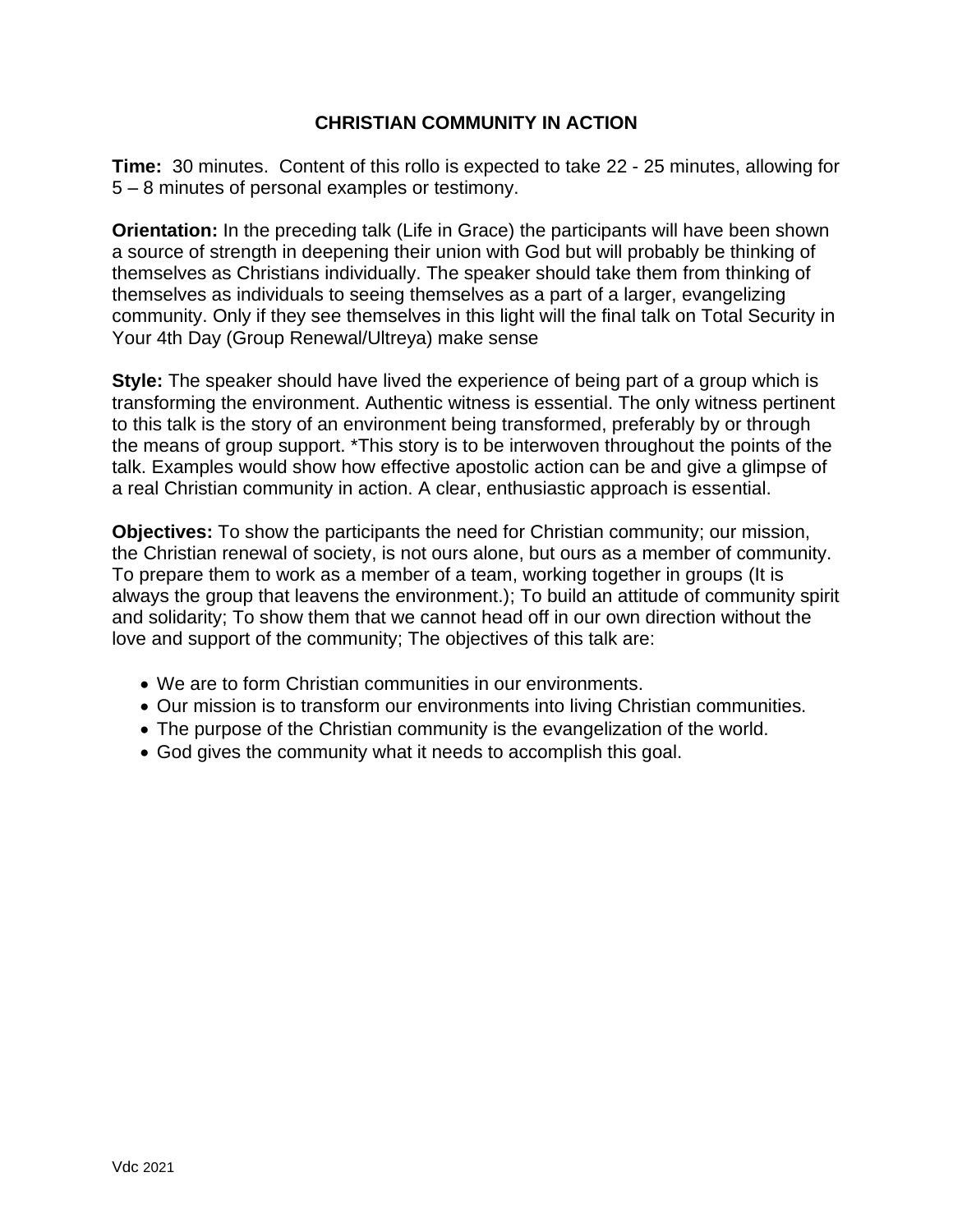# CHRISTIAN COMMUNITY IN ACTION

**Time:** 30 minutes. Content of this rollo is expected to take 22 - 25 minutes, allowing for 5 – 8 minutes of personal examples or testimony.

**Orientation:** In the preceding talk (Life in Grace) the participants will have been shown a source of strength in deepening their union with God but will probably be thinking of themselves as Christians individually. The speaker should take them from thinking of themselves as individuals to seeing themselves as a part of a larger, evangelizing community. Only if they see themselves in this light will the final talk on Total Security in Your 4th Day (Group Renewal/Ultreya) make sense

**Style:** The speaker should have lived the experience of being part of a group which is transforming the environment. Authentic witness is essential. The only witness pertinent to this talk is the story of an environment being transformed, preferably by or through the means of group support. *This story is to be interwoven throughout the points of the talk. Examples would show how effective apostolic action can be and give a glimpse of a real Christian community in action. A clear, enthusiastic approach is essential.

**Objectives:** To show the participants the need for Christian community; our mission, the Christian renewal of society, is not ours alone, but ours as a member of community. To prepare them to work as a member of a team, working together in groups (It is always the group that leavens the environment.); To build an attitude of community spirit and solidarity; To show them that we cannot head off in our own direction without the love and support of the community; The objectives of this talk are:

- We are to form Christian communities in our environments.
- Our mission is to transform our environments into living Christian communities.
- The purpose of the Christian community is the evangelization of the world.
- God gives the community what it needs to accomplish this goal.

Vdc 2021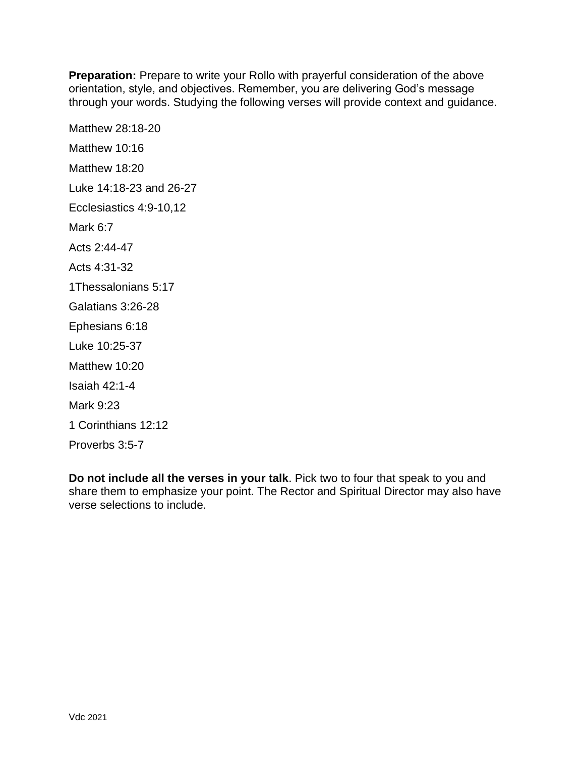**Preparation:** Prepare to write your Rollo with prayerful consideration of the above orientation, style, and objectives. Remember, you are delivering God's message through your words. Studying the following verses will provide context and guidance.

Matthew 28:18-20

Matthew 10:16

Matthew 18:20

Luke 14:18-23 and 26-27

Ecclesiastics 4:9-10,12

Mark 6:7

Acts 2:44-47

Acts 4:31-32

1Thessalonians 5:17

Galatians 3:26-28

Ephesians 6:18

Luke 10:25-37

Matthew 10:20

Isaiah 42:1-4

Mark 9:23

1 Corinthians 12:12

Proverbs 3:5-7

**Do not include all the verses in your talk**. Pick two to four that speak to you and share them to emphasize your point. The Rector and Spiritual Director may also have verse selections to include.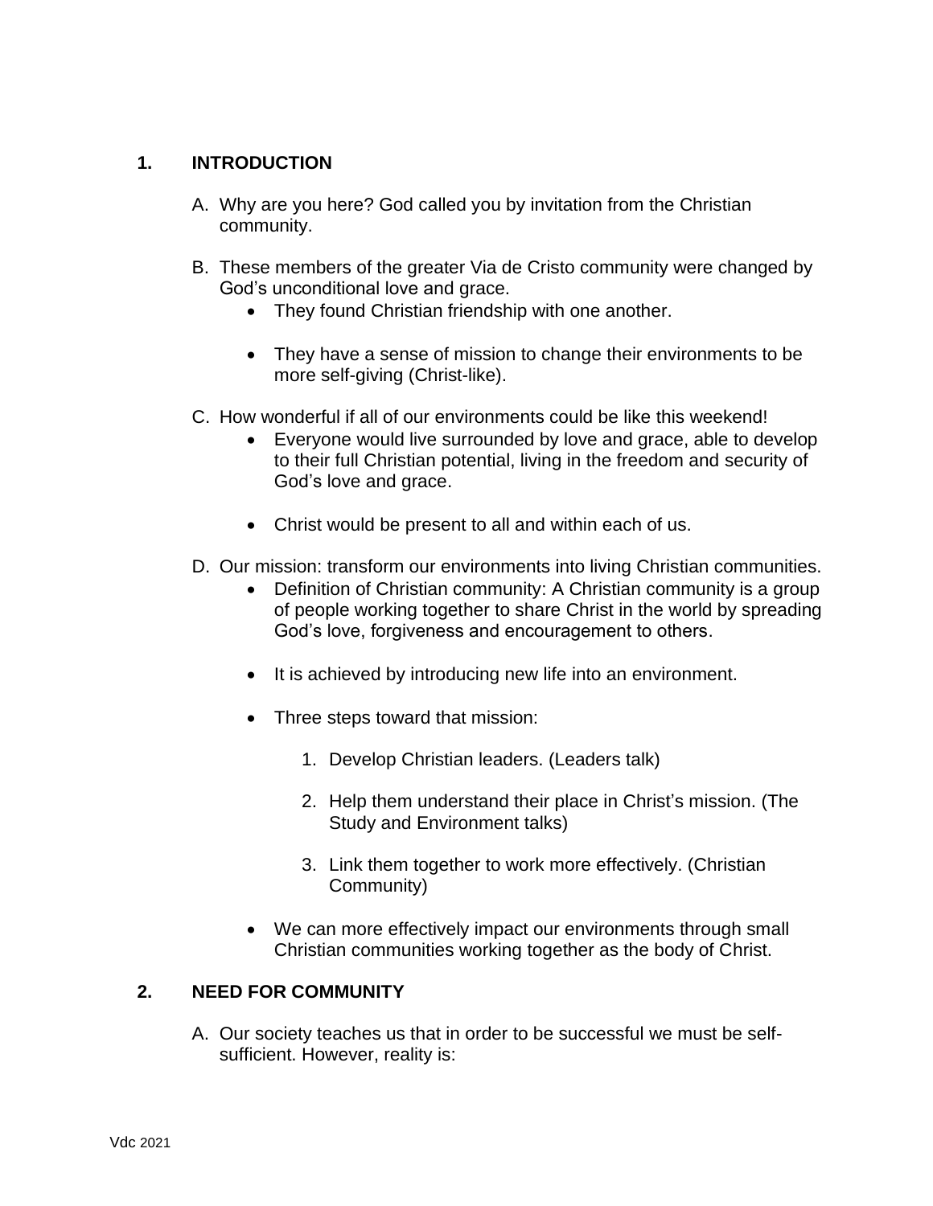## 1. INTRODUCTION

A. Why are you here? God called you by invitation from the Christian community.

B. These members of the greater Via de Cristo community were changed by God's unconditional love and grace.
   - They found Christian friendship with one another.
   - They have a sense of mission to change their environments to be more self-giving (Christ-like).

C. How wonderful if all of our environments could be like this weekend!
   - Everyone would live surrounded by love and grace, able to develop to their full Christian potential, living in the freedom and security of God's love and grace.
   - Christ would be present to all and within each of us.

D. Our mission: transform our environments into living Christian communities.
   - Definition of Christian community: A Christian community is a group of people working together to share Christ in the world by spreading God's love, forgiveness and encouragement to others.
   - It is achieved by introducing new life into an environment.
   - Three steps toward that mission:
     1. Develop Christian leaders. (Leaders talk)
     2. Help them understand their place in Christ's mission. (The Study and Environment talks)
     3. Link them together to work more effectively. (Christian Community)
   - We can more effectively impact our environments through small Christian communities working together as the body of Christ.

## 2. NEED FOR COMMUNITY

A. Our society teaches us that in order to be successful we must be self-sufficient. However, reality is: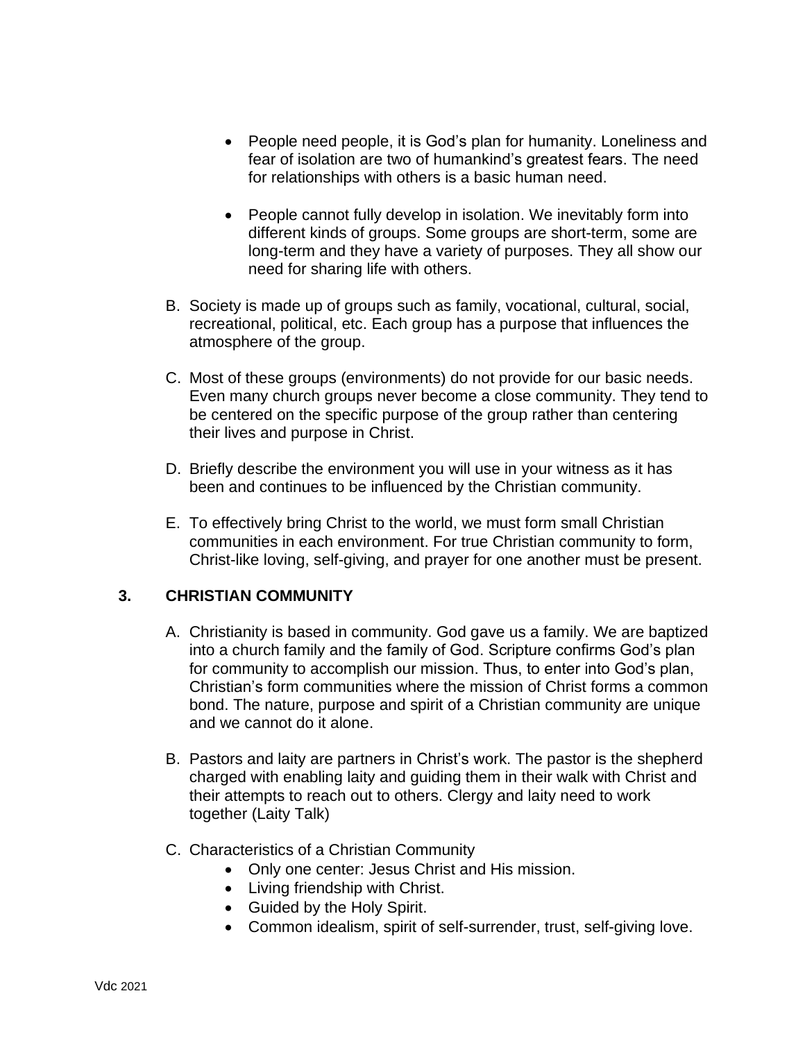- People need people, it is God's plan for humanity. Loneliness and fear of isolation are two of humankind's greatest fears. The need for relationships with others is a basic human need.

- People cannot fully develop in isolation. We inevitably form into different kinds of groups. Some groups are short-term, some are long-term and they have a variety of purposes. They all show our need for sharing life with others.

B. Society is made up of groups such as family, vocational, cultural, social, recreational, political, etc. Each group has a purpose that influences the atmosphere of the group.

C. Most of these groups (environments) do not provide for our basic needs. Even many church groups never become a close community. They tend to be centered on the specific purpose of the group rather than centering their lives and purpose in Christ.

D. Briefly describe the environment you will use in your witness as it has been and continues to be influenced by the Christian community.

E. To effectively bring Christ to the world, we must form small Christian communities in each environment. For true Christian community to form, Christ-like loving, self-giving, and prayer for one another must be present.

## 3. CHRISTIAN COMMUNITY

A. Christianity is based in community. God gave us a family. We are baptized into a church family and the family of God. Scripture confirms God's plan for community to accomplish our mission. Thus, to enter into God's plan, Christian's form communities where the mission of Christ forms a common bond. The nature, purpose and spirit of a Christian community are unique and we cannot do it alone.

B. Pastors and laity are partners in Christ's work. The pastor is the shepherd charged with enabling laity and guiding them in their walk with Christ and their attempts to reach out to others. Clergy and laity need to work together (Laity Talk)

C. Characteristics of a Christian Community
   - Only one center: Jesus Christ and His mission.
   - Living friendship with Christ.
   - Guided by the Holy Spirit.
   - Common idealism, spirit of self-surrender, trust, self-giving love.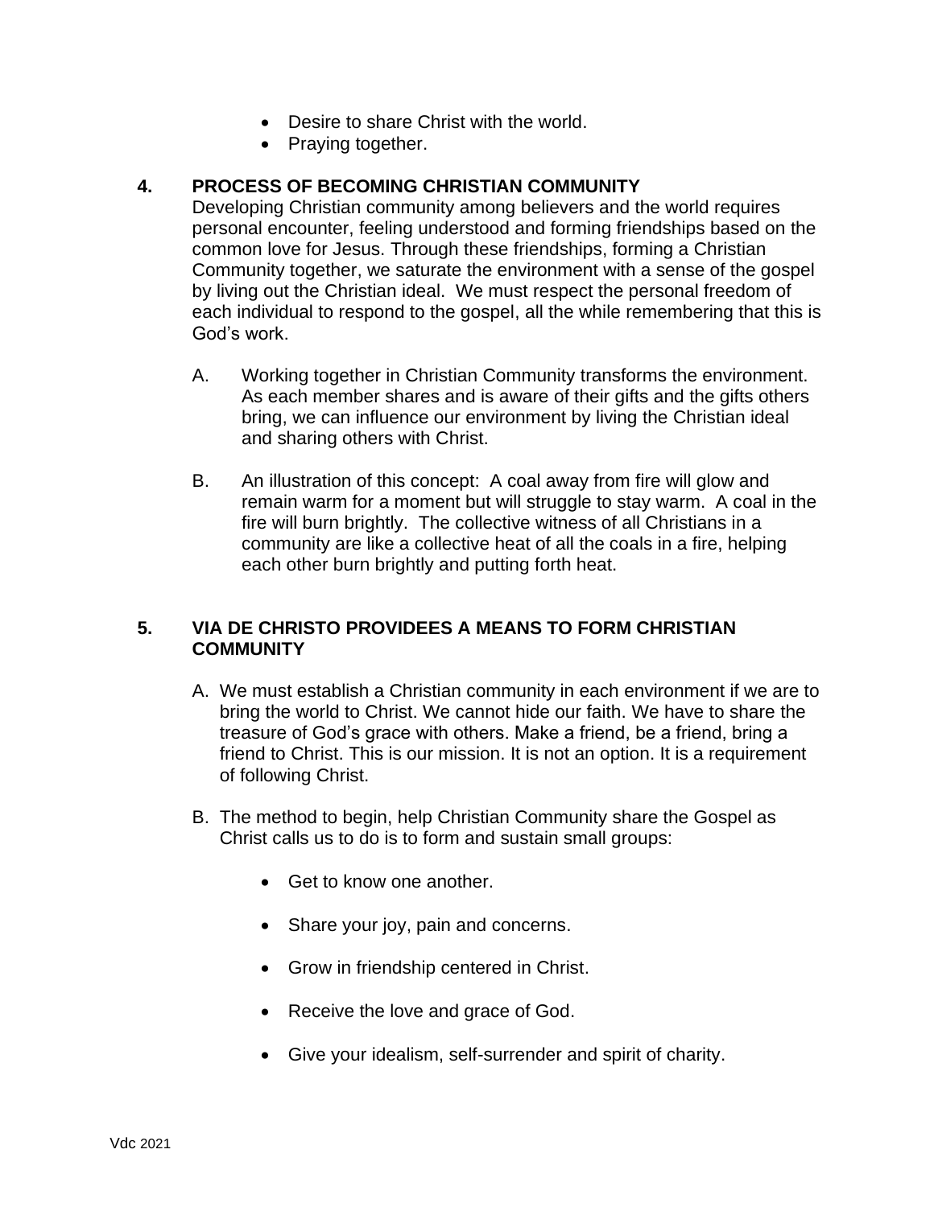- Desire to share Christ with the world.
- Praying together.

## 4. PROCESS OF BECOMING CHRISTIAN COMMUNITY

Developing Christian community among believers and the world requires personal encounter, feeling understood and forming friendships based on the common love for Jesus. Through these friendships, forming a Christian Community together, we saturate the environment with a sense of the gospel by living out the Christian ideal. We must respect the personal freedom of each individual to respond to the gospel, all the while remembering that this is God's work.

A. Working together in Christian Community transforms the environment. As each member shares and is aware of their gifts and the gifts others bring, we can influence our environment by living the Christian ideal and sharing others with Christ.

B. An illustration of this concept: A coal away from fire will glow and remain warm for a moment but will struggle to stay warm. A coal in the fire will burn brightly. The collective witness of all Christians in a community are like a collective heat of all the coals in a fire, helping each other burn brightly and putting forth heat.

## 5. VIA DE CHRISTO PROVIDEES A MEANS TO FORM CHRISTIAN COMMUNITY

A. We must establish a Christian community in each environment if we are to bring the world to Christ. We cannot hide our faith. We have to share the treasure of God's grace with others. Make a friend, be a friend, bring a friend to Christ. This is our mission. It is not an option. It is a requirement of following Christ.

B. The method to begin, help Christian Community share the Gospel as Christ calls us to do is to form and sustain small groups:

- Get to know one another.
- Share your joy, pain and concerns.
- Grow in friendship centered in Christ.
- Receive the love and grace of God.
- Give your idealism, self-surrender and spirit of charity.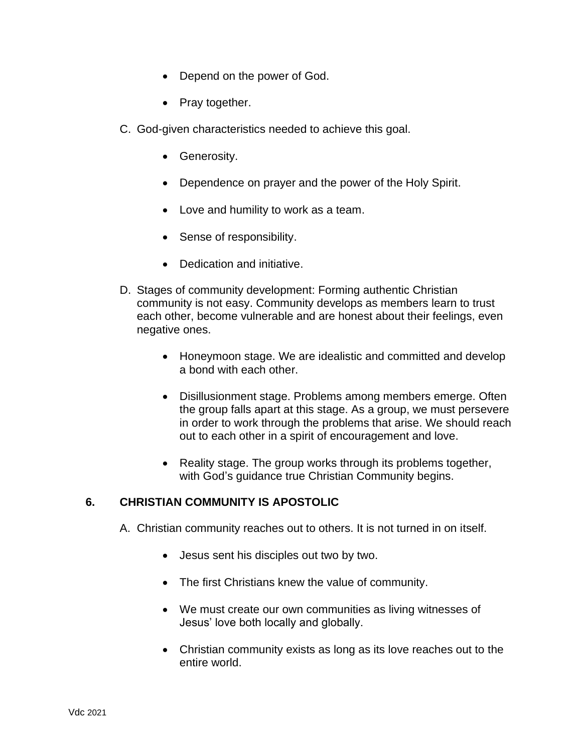- Depend on the power of God.
- Pray together.

C. God-given characteristics needed to achieve this goal.

- Generosity.
- Dependence on prayer and the power of the Holy Spirit.
- Love and humility to work as a team.
- Sense of responsibility.
- Dedication and initiative.

D. Stages of community development: Forming authentic Christian community is not easy. Community develops as members learn to trust each other, become vulnerable and are honest about their feelings, even negative ones.

- Honeymoon stage. We are idealistic and committed and develop a bond with each other.
- Disillusionment stage. Problems among members emerge. Often the group falls apart at this stage. As a group, we must persevere in order to work through the problems that arise. We should reach out to each other in a spirit of encouragement and love.
- Reality stage. The group works through its problems together, with God's guidance true Christian Community begins.

## 6. CHRISTIAN COMMUNITY IS APOSTOLIC

A. Christian community reaches out to others. It is not turned in on itself.

- Jesus sent his disciples out two by two.
- The first Christians knew the value of community.
- We must create our own communities as living witnesses of Jesus' love both locally and globally.
- Christian community exists as long as its love reaches out to the entire world.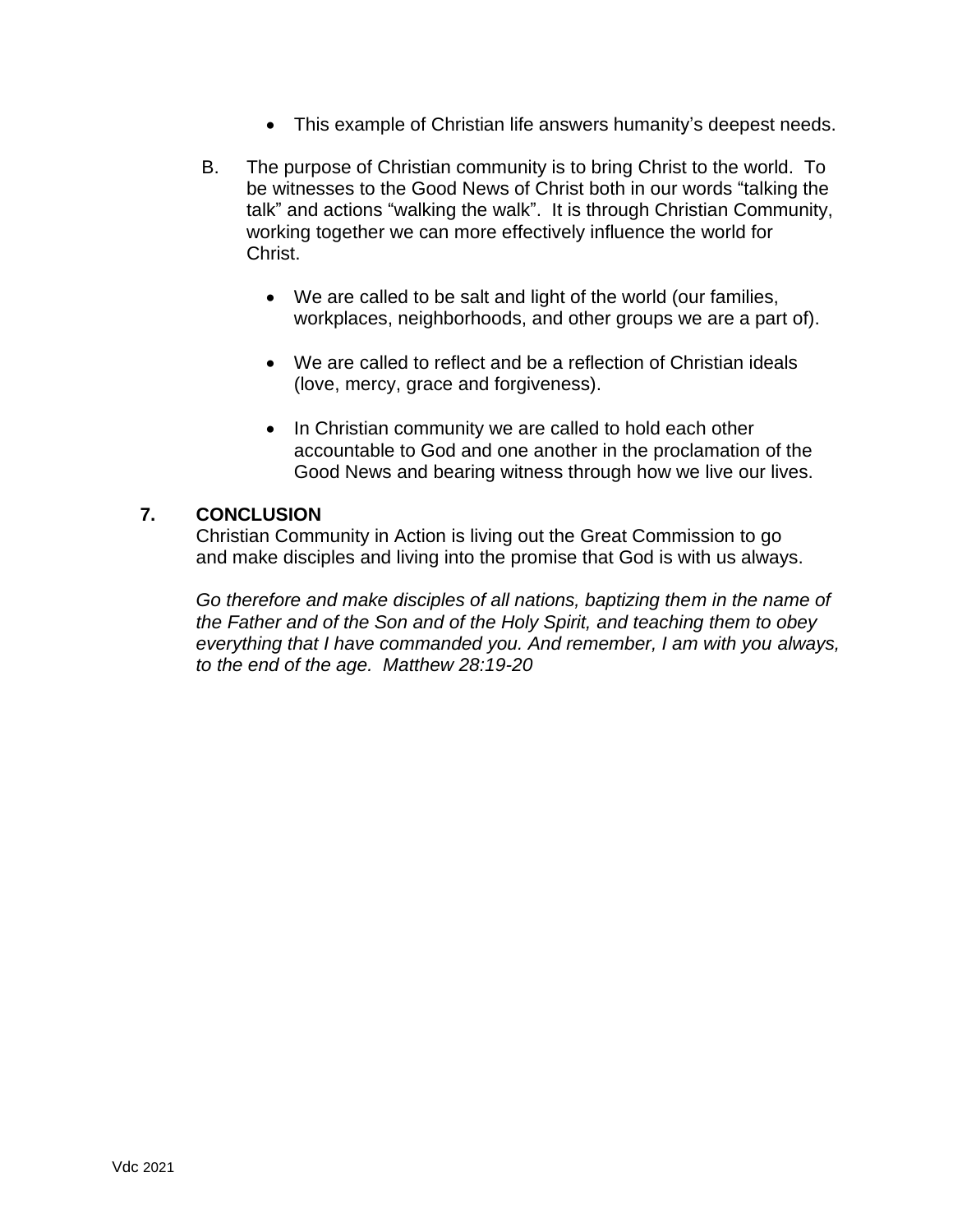- This example of Christian life answers humanity's deepest needs.

B. The purpose of Christian community is to bring Christ to the world. To be witnesses to the Good News of Christ both in our words "talking the talk" and actions "walking the walk". It is through Christian Community, working together we can more effectively influence the world for Christ.

- We are called to be salt and light of the world (our families, workplaces, neighborhoods, and other groups we are a part of).
- We are called to reflect and be a reflection of Christian ideals (love, mercy, grace and forgiveness).
- In Christian community we are called to hold each other accountable to God and one another in the proclamation of the Good News and bearing witness through how we live our lives.

## 7. CONCLUSION

Christian Community in Action is living out the Great Commission to go and make disciples and living into the promise that God is with us always.

*Go therefore and make disciples of all nations, baptizing them in the name of the Father and of the Son and of the Holy Spirit, and teaching them to obey everything that I have commanded you. And remember, I am with you always, to the end of the age. Matthew 28:19-20*

Vdc 2021